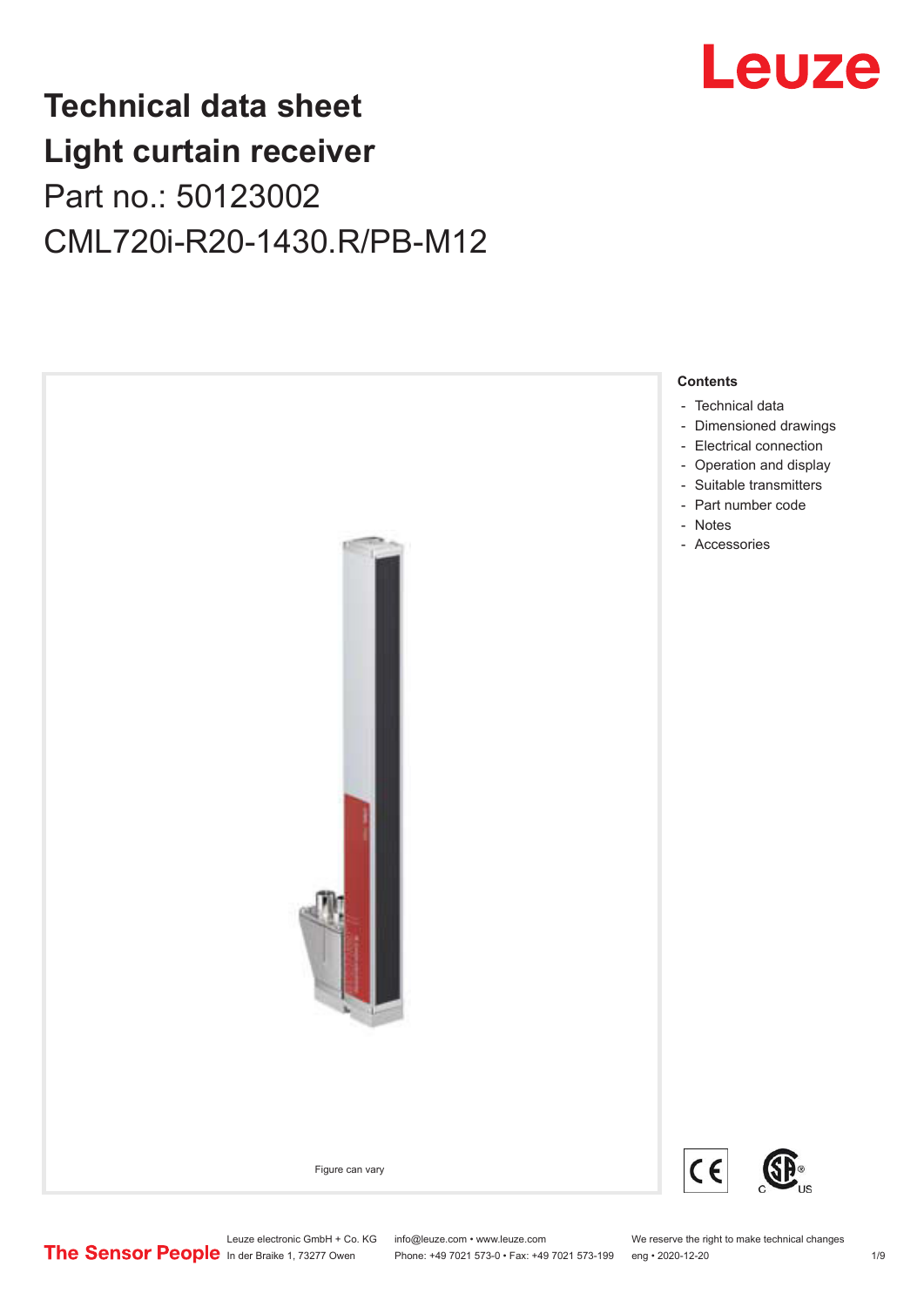# Technical data sheet
# Light curtain receiver
## Part no.: 50123002
## CML720i-R20-1430.R/PB-M12

Leuze

Figure can vary

**Contents**

- Technical data
- Dimensioned drawings
- Electrical connection
- Operation and display
- Suitable transmitters
- Part number code
- Notes
- Accessories

The Sensor People

Leuze electronic GmbH + Co. KG
In der Braike 1, 73277 Owen

info@leuze.com • www.leuze.com
Phone: +49 7021 573-0 • Fax: +49 7021 573-199

We reserve the right to make technical changes
eng • 2020-12-20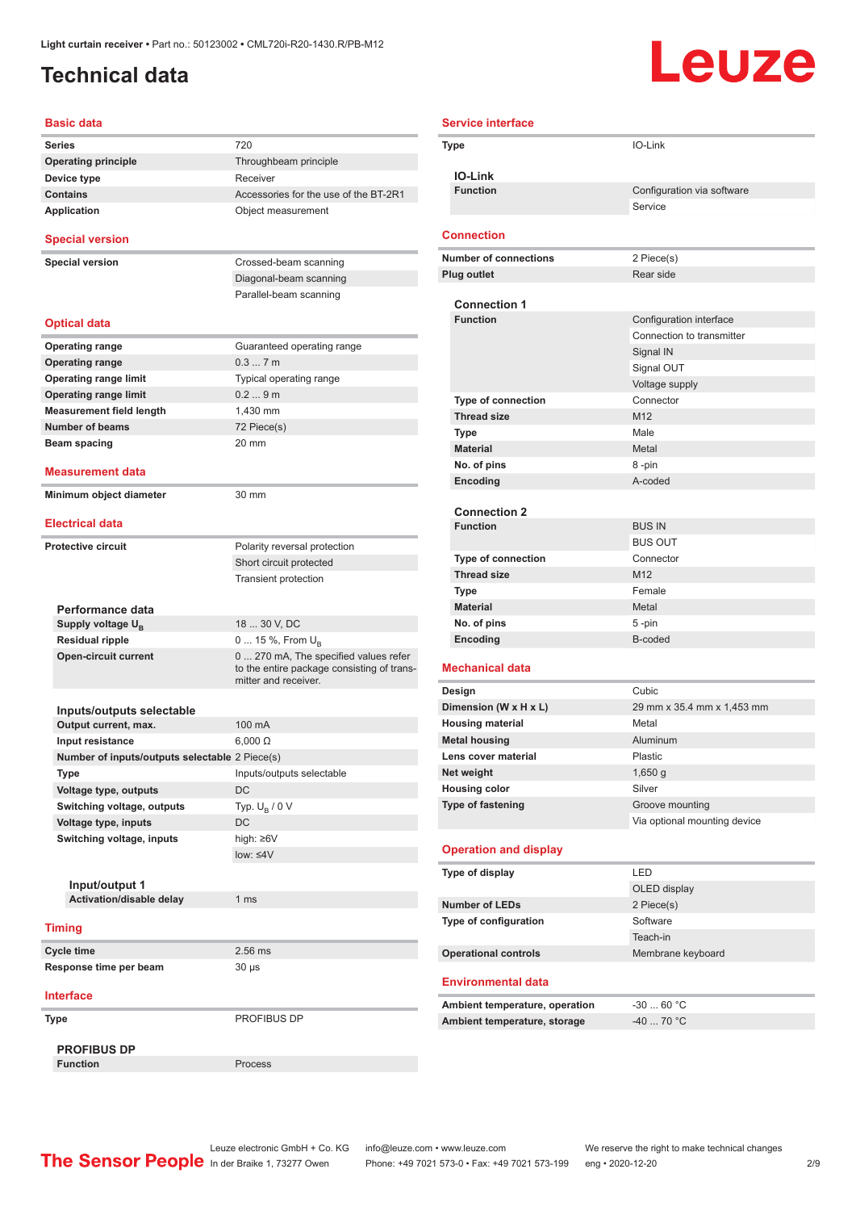Light curtain receiver • Part no.: 50123002 • CML720i-R20-1430.R/PB-M12

# Technical data

## Basic data

| | |
|---|---|
| Series | 720 |
| Operating principle | Throughbeam principle |
| Device type | Receiver |
| Contains | Accessories for the use of the BT-2R1 |
| Application | Object measurement |

## Special version

| | |
|---|---|
| Special version | Crossed-beam scanning |
| | Diagonal-beam scanning |
| | Parallel-beam scanning |

## Optical data

| | |
|---|---|
| Operating range | Guaranteed operating range |
| Operating range | 0.3 ... 7 m |
| Operating range limit | Typical operating range |
| Operating range limit | 0.2 ... 9 m |
| Measurement field length | 1,430 mm |
| Number of beams | 72 Piece(s) |
| Beam spacing | 20 mm |

## Measurement data

| | |
|---|---|
| Minimum object diameter | 30 mm |

## Electrical data

| | |
|---|---|
| Protective circuit | Polarity reversal protection |
| | Short circuit protected |
| | Transient protection |

### Performance data

| | |
|---|---|
| Supply voltage $U_B$ | 18 ... 30 V, DC |
| Residual ripple | 0 ... 15 %, From $U_B$ |
| Open-circuit current | 0 ... 270 mA, The specified values refer to the entire package consisting of transmitter and receiver. |

### Inputs/outputs selectable

| | |
|---|---|
| Output current, max. | 100 mA |
| Input resistance | 6,000 Ω |
| Number of inputs/outputs selectable | 2 Piece(s) |
| Type | Inputs/outputs selectable |
| Voltage type, outputs | DC |
| Switching voltage, outputs | Typ. $U_B$ / 0 V |
| Voltage type, inputs | DC |
| Switching voltage, inputs | high: ≥6V |
| | low: ≤4V |

#### Input/output 1

| | |
|---|---|
| Activation/disable delay | 1 ms |

## Timing

| | |
|---|---|
| Cycle time | 2.56 ms |
| Response time per beam | 30 µs |

## Interface

| | |
|---|---|
| Type | PROFIBUS DP |

### PROFIBUS DP

| | |
|---|---|
| Function | Process |

## Service interface

| | |
|---|---|
| Type | IO-Link |

### IO-Link

| | |
|---|---|
| Function | Configuration via software |
| | Service |

## Connection

| | |
|---|---|
| Number of connections | 2 Piece(s) |
| Plug outlet | Rear side |

### Connection 1

| | |
|---|---|
| Function | Configuration interface |
| | Connection to transmitter |
| | Signal IN |
| | Signal OUT |
| | Voltage supply |
| Type of connection | Connector |
| Thread size | M12 |
| Type | Male |
| Material | Metal |
| No. of pins | 8 -pin |
| Encoding | A-coded |

### Connection 2

| | |
|---|---|
| Function | BUS IN |
| | BUS OUT |
| Type of connection | Connector |
| Thread size | M12 |
| Type | Female |
| Material | Metal |
| No. of pins | 5 -pin |
| Encoding | B-coded |

## Mechanical data

| | |
|---|---|
| Design | Cubic |
| Dimension (W x H x L) | 29 mm x 35.4 mm x 1,453 mm |
| Housing material | Metal |
| Metal housing | Aluminum |
| Lens cover material | Plastic |
| Net weight | 1,650 g |
| Housing color | Silver |
| Type of fastening | Groove mounting |
| | Via optional mounting device |

## Operation and display

| | |
|---|---|
| Type of display | LED |
| | OLED display |
| Number of LEDs | 2 Piece(s) |
| Type of configuration | Software |
| | Teach-in |
| Operational controls | Membrane keyboard |

## Environmental data

| | |
|---|---|
| Ambient temperature, operation | -30 ... 60 °C |
| Ambient temperature, storage | -40 ... 70 °C |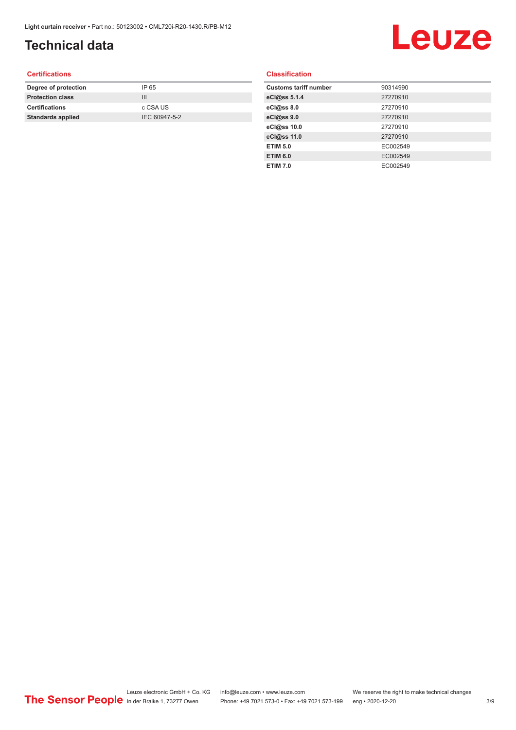# Technical data

## Certifications

| | |
|---|---|
| **Degree of protection** | IP 65 |
| **Protection class** | III |
| **Certifications** | c CSA US |
| **Standards applied** | IEC 60947-5-2 |

## Classification

| | |
|---|---|
| **Customs tariff number** | 90314990 |
| **eCl@ss 5.1.4** | 27270910 |
| **eCl@ss 8.0** | 27270910 |
| **eCl@ss 9.0** | 27270910 |
| **eCl@ss 10.0** | 27270910 |
| **eCl@ss 11.0** | 27270910 |
| **ETIM 5.0** | EC002549 |
| **ETIM 6.0** | EC002549 |
| **ETIM 7.0** | EC002549 |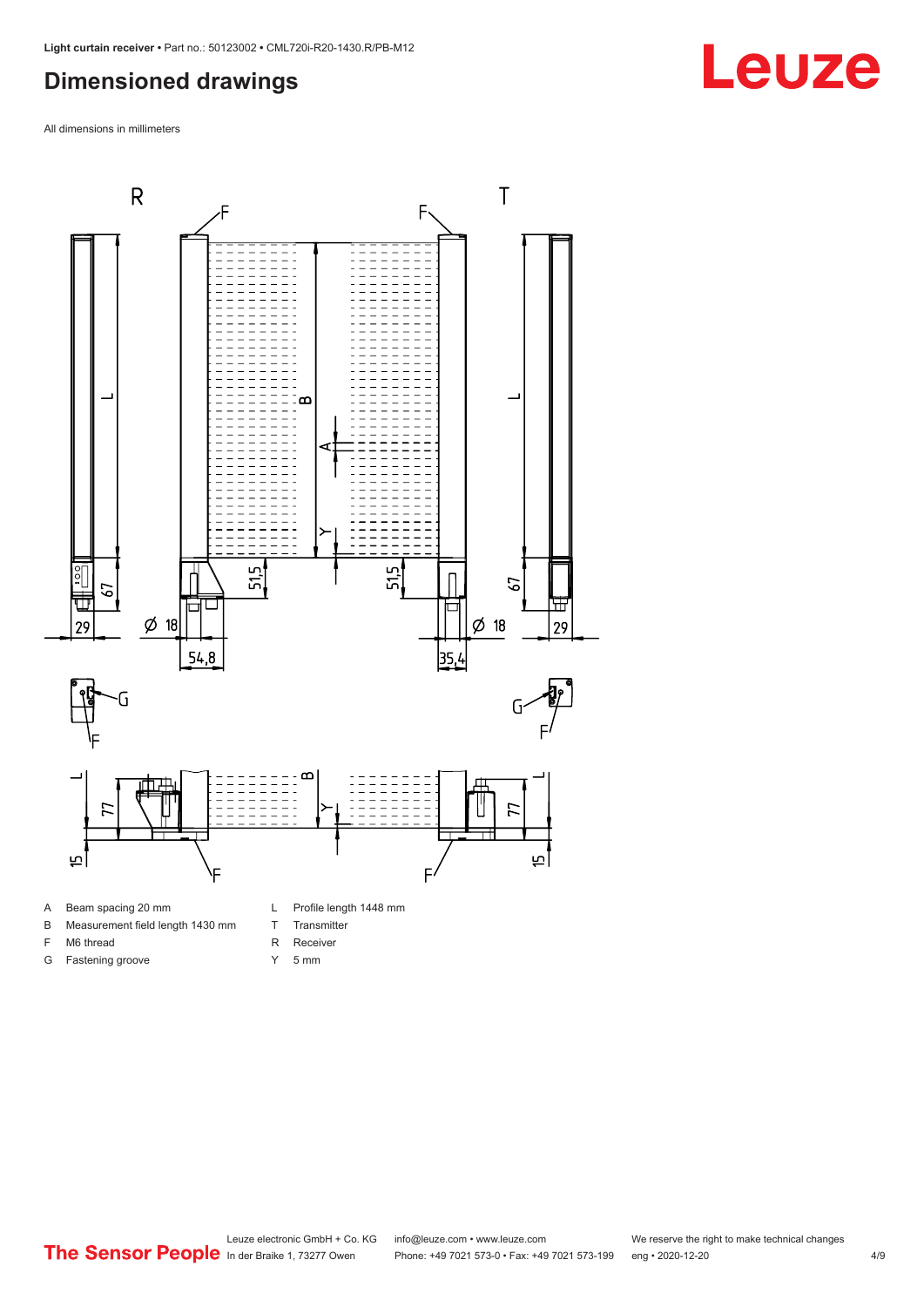## Dimensioned drawings

All dimensions in millimeters

| | | | |
|---|---|---|---|
| A | Beam spacing 20 mm | L | Profile length 1448 mm |
| B | Measurement field length 1430 mm | T | Transmitter |
| F | M6 thread | R | Receiver |
| G | Fastening groove | Y | 5 mm |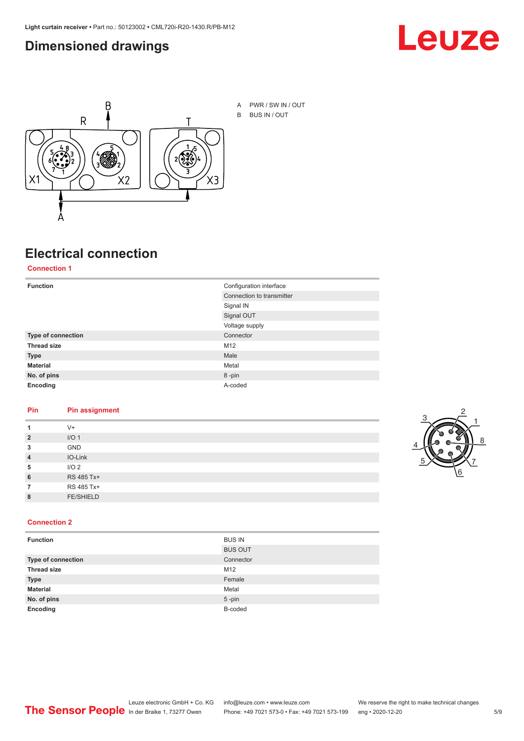## Dimensioned drawings

A PWR / SW IN / OUT

B BUS IN / OUT

## Electrical connection

### Connection 1

| | |
|---|---|
| **Function** | Configuration interface |
| | Connection to transmitter |
| | Signal IN |
| | Signal OUT |
| | Voltage supply |
| **Type of connection** | Connector |
| **Thread size** | M12 |
| **Type** | Male |
| **Material** | Metal |
| **No. of pins** | 8 -pin |
| **Encoding** | A-coded |

| Pin | Pin assignment |
|---|---|
| **1** | V+ |
| **2** | I/O 1 |
| **3** | GND |
| **4** | IO-Link |
| **5** | I/O 2 |
| **6** | RS 485 Tx+ |
| **7** | RS 485 Tx+ |
| **8** | FE/SHIELD |

### Connection 2

| | |
|---|---|
| **Function** | BUS IN |
| | BUS OUT |
| **Type of connection** | Connector |
| **Thread size** | M12 |
| **Type** | Female |
| **Material** | Metal |
| **No. of pins** | 5 -pin |
| **Encoding** | B-coded |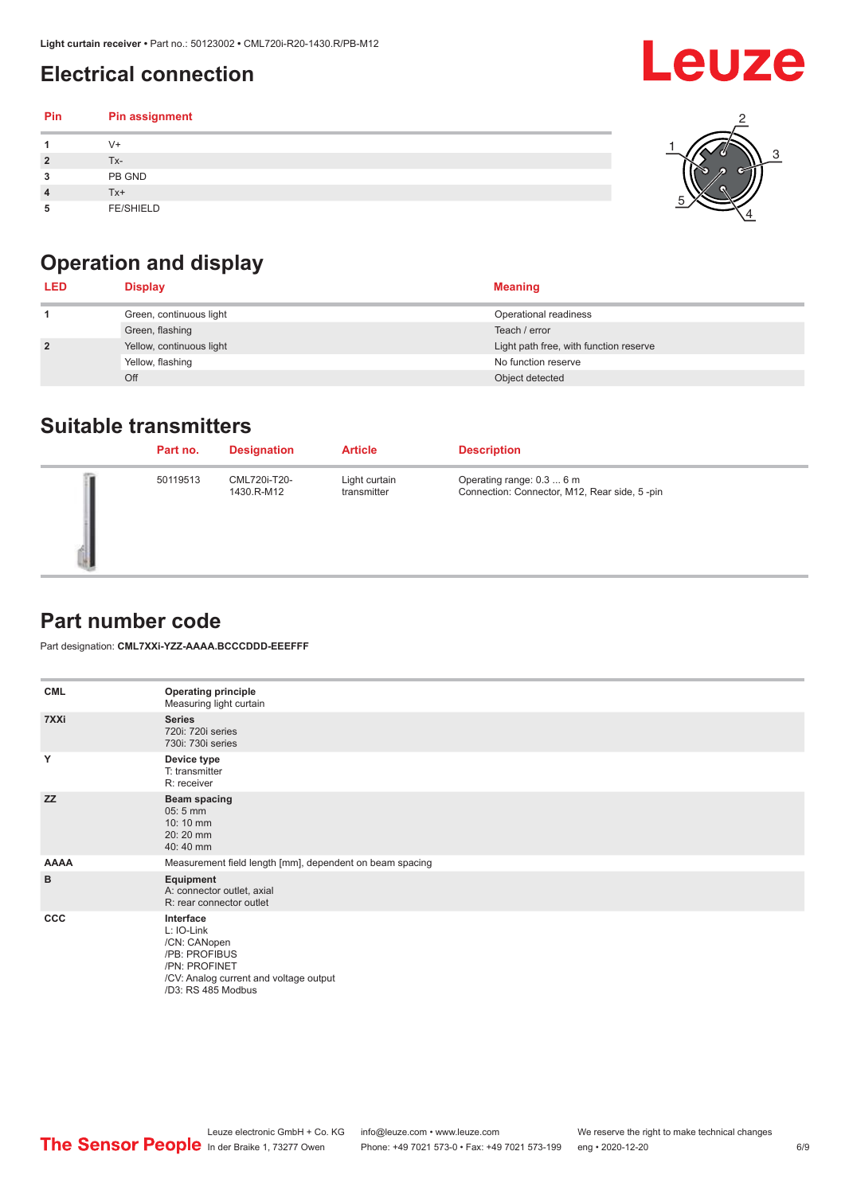## Electrical connection

| Pin | Pin assignment |
|---|---|
| 1 | V+ |
| 2 | Tx- |
| 3 | PB GND |
| 4 | Tx+ |
| 5 | FE/SHIELD |

## Operation and display

| LED | Display | Meaning |
|---|---|---|
| 1 | Green, continuous light | Operational readiness |
| | Green, flashing | Teach / error |
| 2 | Yellow, continuous light | Light path free, with function reserve |
| | Yellow, flashing | No function reserve |
| | Off | Object detected |

## Suitable transmitters

| | Part no. | Designation | Article | Description |
|---|---|---|---|---|
| | 50119513 | CML720i-T20-1430.R-M12 | Light curtain transmitter | Operating range: 0.3 ... 6 m<br>Connection: Connector, M12, Rear side, 5 -pin |

## Part number code

Part designation: **CML7XXi-YZZ-AAAA.BCCCDDD-EEEFFF**

| | |
|---|---|
| **CML** | **Operating principle**<br>Measuring light curtain |
| **7XXi** | **Series**<br>720i: 720i series<br>730i: 730i series |
| **Y** | **Device type**<br>T: transmitter<br>R: receiver |
| **ZZ** | **Beam spacing**<br>05: 5 mm<br>10: 10 mm<br>20: 20 mm<br>40: 40 mm |
| **AAAA** | Measurement field length [mm], dependent on beam spacing |
| **B** | **Equipment**<br>A: connector outlet, axial<br>R: rear connector outlet |
| **CCC** | **Interface**<br>L: IO-Link<br>/CN: CANopen<br>/PB: PROFIBUS<br>/PN: PROFINET<br>/CV: Analog current and voltage output<br>/D3: RS 485 Modbus |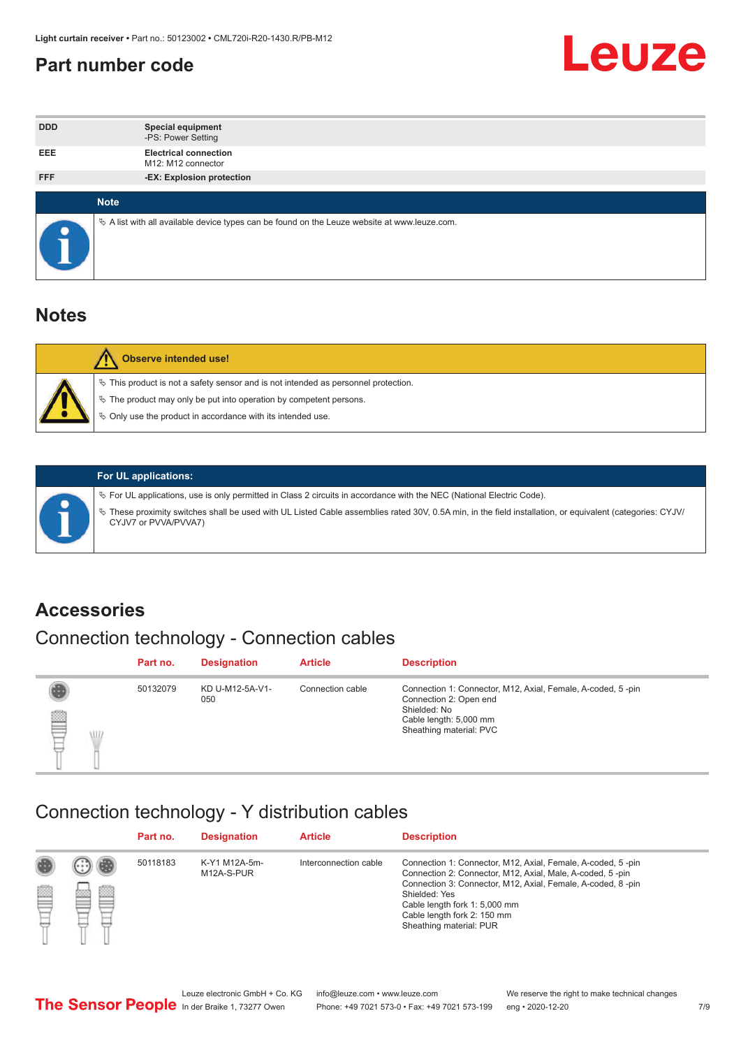# Part number code

| | |
|---|---|
| DDD | **Special equipment**<br>-PS: Power Setting |
| EEE | **Electrical connection**<br>M12: M12 connector |
| FFF | **-EX: Explosion protection** |

**Note**

- A list with all available device types can be found on the Leuze website at www.leuze.com.

## Notes

**Observe intended use!**

- This product is not a safety sensor and is not intended as personnel protection.
- The product may only be put into operation by competent persons.
- Only use the product in accordance with its intended use.

**For UL applications:**

- For UL applications, use is only permitted in Class 2 circuits in accordance with the NEC (National Electric Code).
- These proximity switches shall be used with UL Listed Cable assemblies rated 30V, 0.5A min, in the field installation, or equivalent (categories: CYJV/ CYJV7 or PVVA/PVVA7)

## Accessories

### Connection technology - Connection cables

| Part no. | Designation | Article | Description |
|---|---|---|---|
| 50132079 | KD U-M12-5A-V1-050 | Connection cable | Connection 1: Connector, M12, Axial, Female, A-coded, 5 -pin<br>Connection 2: Open end<br>Shielded: No<br>Cable length: 5,000 mm<br>Sheathing material: PVC |

### Connection technology - Y distribution cables

| Part no. | Designation | Article | Description |
|---|---|---|---|
| 50118183 | K-Y1 M12A-5m-M12A-S-PUR | Interconnection cable | Connection 1: Connector, M12, Axial, Female, A-coded, 5 -pin<br>Connection 2: Connector, M12, Axial, Male, A-coded, 5 -pin<br>Connection 3: Connector, M12, Axial, Female, A-coded, 8 -pin<br>Shielded: Yes<br>Cable length fork 1: 5,000 mm<br>Cable length fork 2: 150 mm<br>Sheathing material: PUR |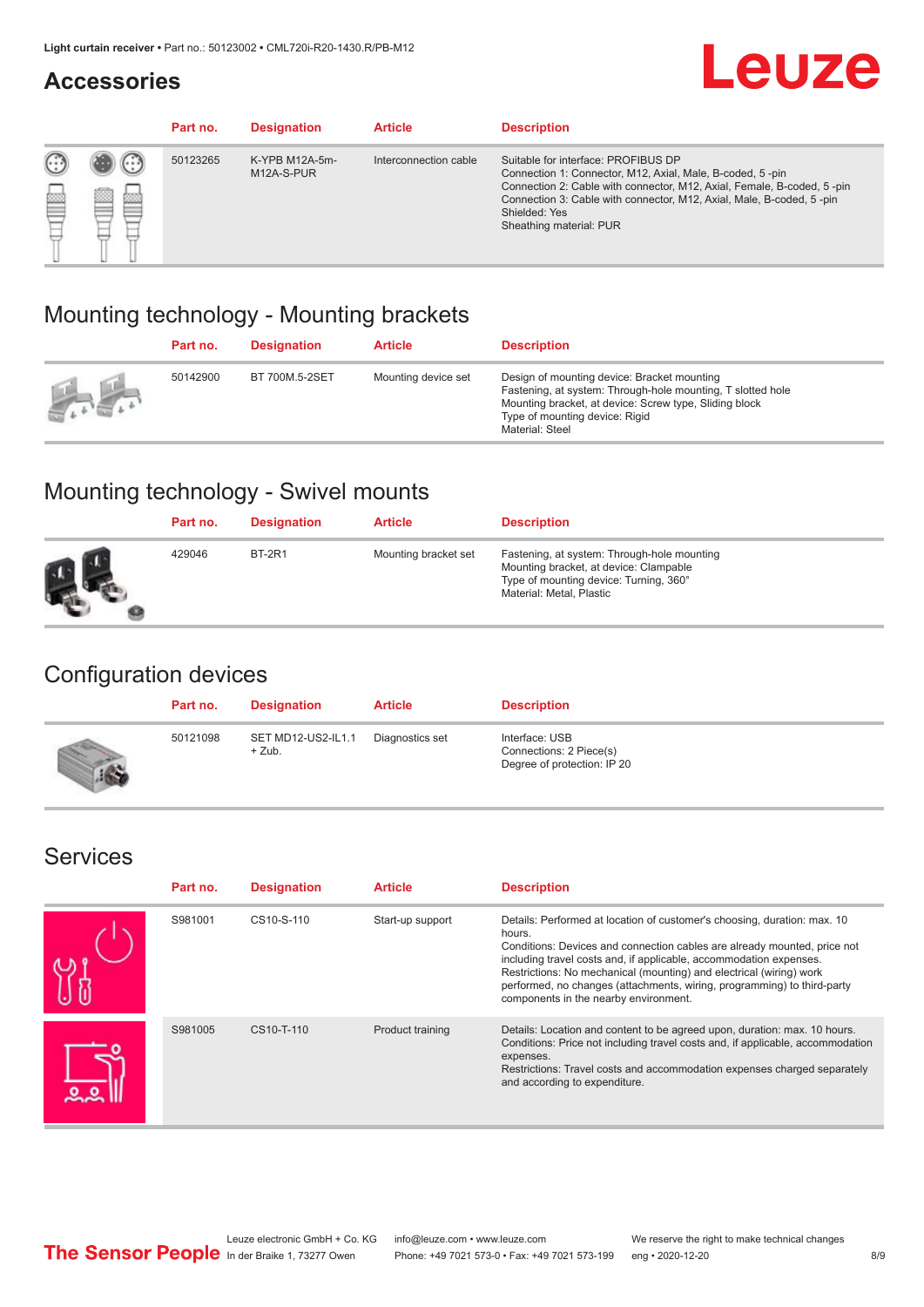## Accessories

| Part no. | Designation | Article | Description |
|---|---|---|---|
| 50123265 | K-YPB M12A-5m-M12A-S-PUR | Interconnection cable | Suitable for interface: PROFIBUS DP<br>Connection 1: Connector, M12, Axial, Male, B-coded, 5 -pin<br>Connection 2: Cable with connector, M12, Axial, Female, B-coded, 5 -pin<br>Connection 3: Cable with connector, M12, Axial, Male, B-coded, 5 -pin<br>Shielded: Yes<br>Sheathing material: PUR |

## Mounting technology - Mounting brackets

| Part no. | Designation | Article | Description |
|---|---|---|---|
| 50142900 | BT 700M.5-2SET | Mounting device set | Design of mounting device: Bracket mounting<br>Fastening, at system: Through-hole mounting, T slotted hole<br>Mounting bracket, at device: Screw type, Sliding block<br>Type of mounting device: Rigid<br>Material: Steel |

## Mounting technology - Swivel mounts

| Part no. | Designation | Article | Description |
|---|---|---|---|
| 429046 | BT-2R1 | Mounting bracket set | Fastening, at system: Through-hole mounting<br>Mounting bracket, at device: Clampable<br>Type of mounting device: Turning, 360°<br>Material: Metal, Plastic |

## Configuration devices

| Part no. | Designation | Article | Description |
|---|---|---|---|
| 50121098 | SET MD12-US2-IL1.1 + Zub. | Diagnostics set | Interface: USB<br>Connections: 2 Piece(s)<br>Degree of protection: IP 20 |

## Services

| Part no. | Designation | Article | Description |
|---|---|---|---|
| S981001 | CS10-S-110 | Start-up support | Details: Performed at location of customer's choosing, duration: max. 10 hours.<br>Conditions: Devices and connection cables are already mounted, price not including travel costs and, if applicable, accommodation expenses.<br>Restrictions: No mechanical (mounting) and electrical (wiring) work performed, no changes (attachments, wiring, programming) to third-party components in the nearby environment. |
| S981005 | CS10-T-110 | Product training | Details: Location and content to be agreed upon, duration: max. 10 hours.<br>Conditions: Price not including travel costs and, if applicable, accommodation expenses.<br>Restrictions: Travel costs and accommodation expenses charged separately and according to expenditure. |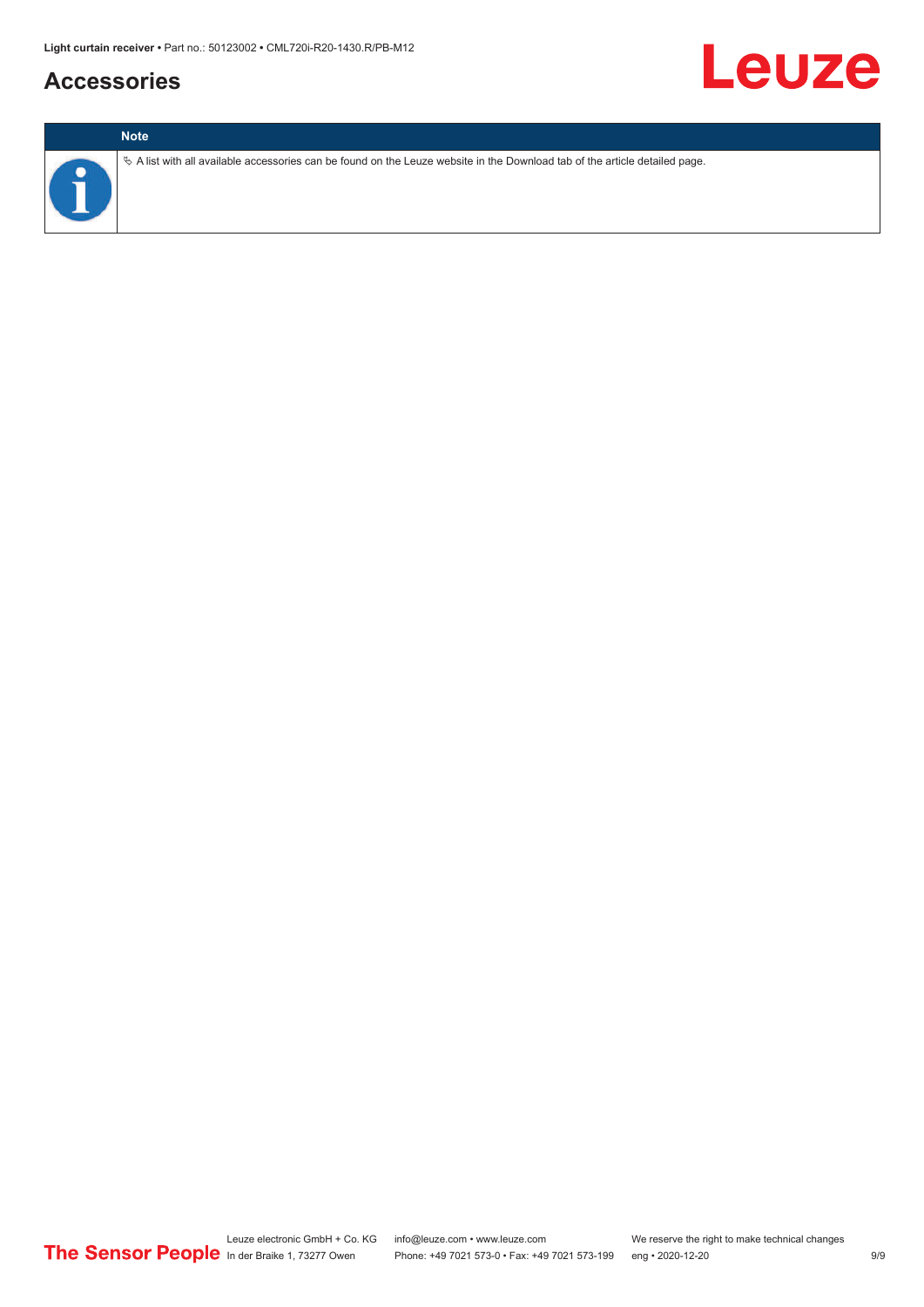## Accessories

| | Note |
|---|---|
| | ✎ A list with all available accessories can be found on the Leuze website in the Download tab of the article detailed page. |